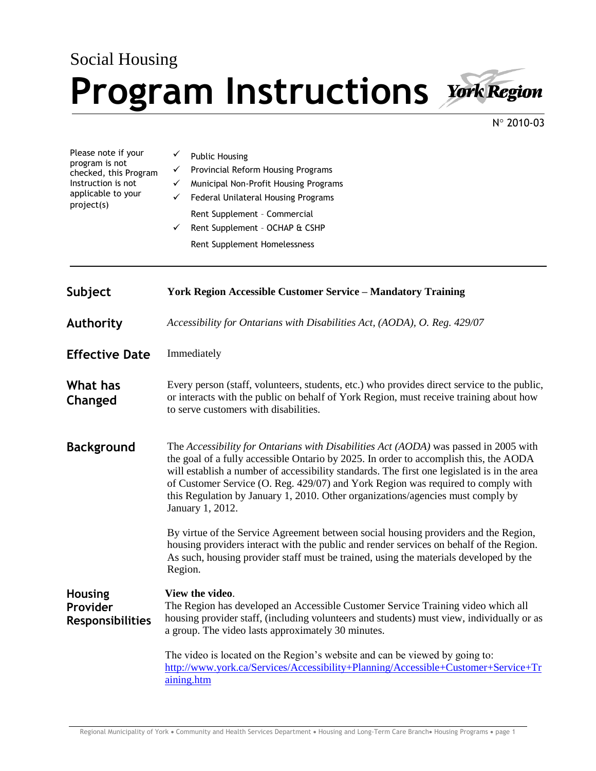Social Housing

# Program Instructions

York Region

N° 2010-03

Please note if your program is not checked, this Program Instruction is not applicable to your project(s)

- ✓ Public Housing
- ✓ Provincial Reform Housing Programs
- ✓ Municipal Non-Profit Housing Programs
- ✓ Federal Unilateral Housing Programs
- Rent Supplement – Commercial
- ✓ Rent Supplement – OCHAP & CSHP
- Rent Supplement Homelessness

---

## Subject

**York Region Accessible Customer Service – Mandatory Training**

## Authority

*Accessibility for Ontarians with Disabilities Act, (AODA), O. Reg. 429/07*

## Effective Date

Immediately

## What has Changed

Every person (staff, volunteers, students, etc.) who provides direct service to the public, or interacts with the public on behalf of York Region, must receive training about how to serve customers with disabilities.

## Background

The *Accessibility for Ontarians with Disabilities Act (AODA)* was passed in 2005 with the goal of a fully accessible Ontario by 2025. In order to accomplish this, the AODA will establish a number of accessibility standards. The first one legislated is in the area of Customer Service (O. Reg. 429/07) and York Region was required to comply with this Regulation by January 1, 2010. Other organizations/agencies must comply by January 1, 2012.

By virtue of the Service Agreement between social housing providers and the Region, housing providers interact with the public and render services on behalf of the Region. As such, housing provider staff must be trained, using the materials developed by the Region.

## Housing Provider Responsibilities

**View the video**.
The Region has developed an Accessible Customer Service Training video which all housing provider staff, (including volunteers and students) must view, individually or as a group. The video lasts approximately 30 minutes.

The video is located on the Region's website and can be viewed by going to:
http://www.york.ca/Services/Accessibility+Planning/Accessible+Customer+Service+Training.htm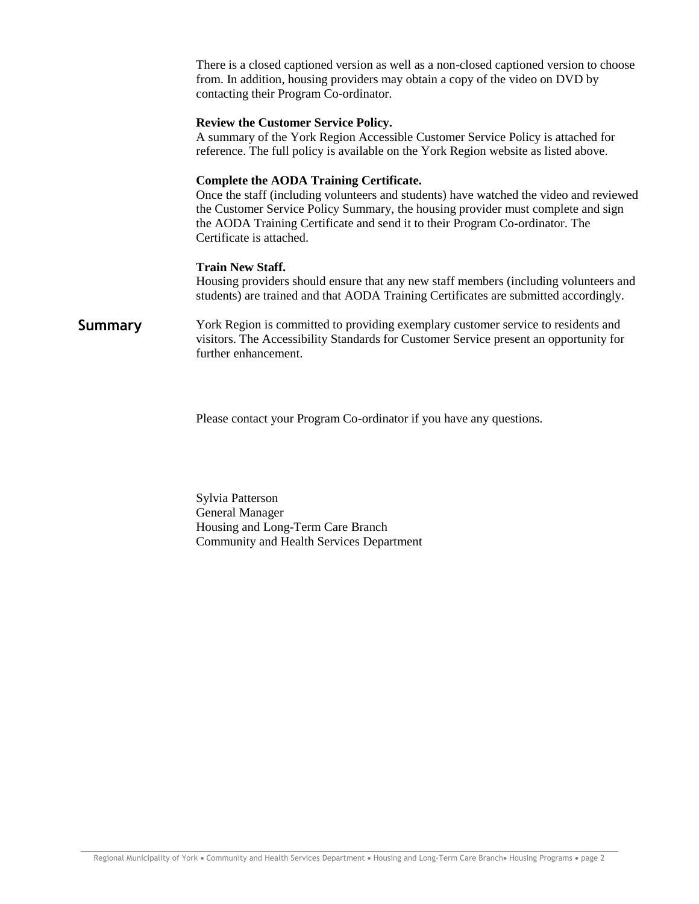There is a closed captioned version as well as a non-closed captioned version to choose from. In addition, housing providers may obtain a copy of the video on DVD by contacting their Program Co-ordinator.

**Review the Customer Service Policy.**
A summary of the York Region Accessible Customer Service Policy is attached for reference. The full policy is available on the York Region website as listed above.

**Complete the AODA Training Certificate.**
Once the staff (including volunteers and students) have watched the video and reviewed the Customer Service Policy Summary, the housing provider must complete and sign the AODA Training Certificate and send it to their Program Co-ordinator. The Certificate is attached.

**Train New Staff.**
Housing providers should ensure that any new staff members (including volunteers and students) are trained and that AODA Training Certificates are submitted accordingly.

## Summary

York Region is committed to providing exemplary customer service to residents and visitors. The Accessibility Standards for Customer Service present an opportunity for further enhancement.

Please contact your Program Co-ordinator if you have any questions.

Sylvia Patterson
General Manager
Housing and Long-Term Care Branch
Community and Health Services Department